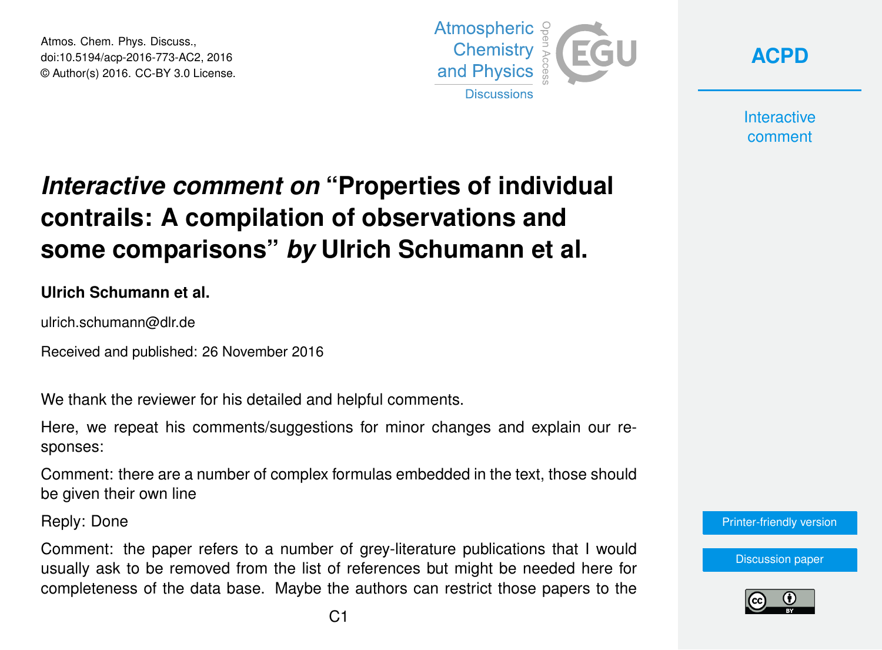# *Interactive comment on* "Properties of individual contrails: A compilation of observations and some comparisons" *by* Ulrich Schumann et al.

**Ulrich Schumann et al.**

ulrich.schumann@dlr.de

Received and published: 26 November 2016

We thank the reviewer for his detailed and helpful comments.

Here, we repeat his comments/suggestions for minor changes and explain our responses:

Comment: there are a number of complex formulas embedded in the text, those should be given their own line

Reply: Done

Comment: the paper refers to a number of grey-literature publications that I would usually ask to be removed from the list of references but might be needed here for completeness of the data base. Maybe the authors can restrict those papers to the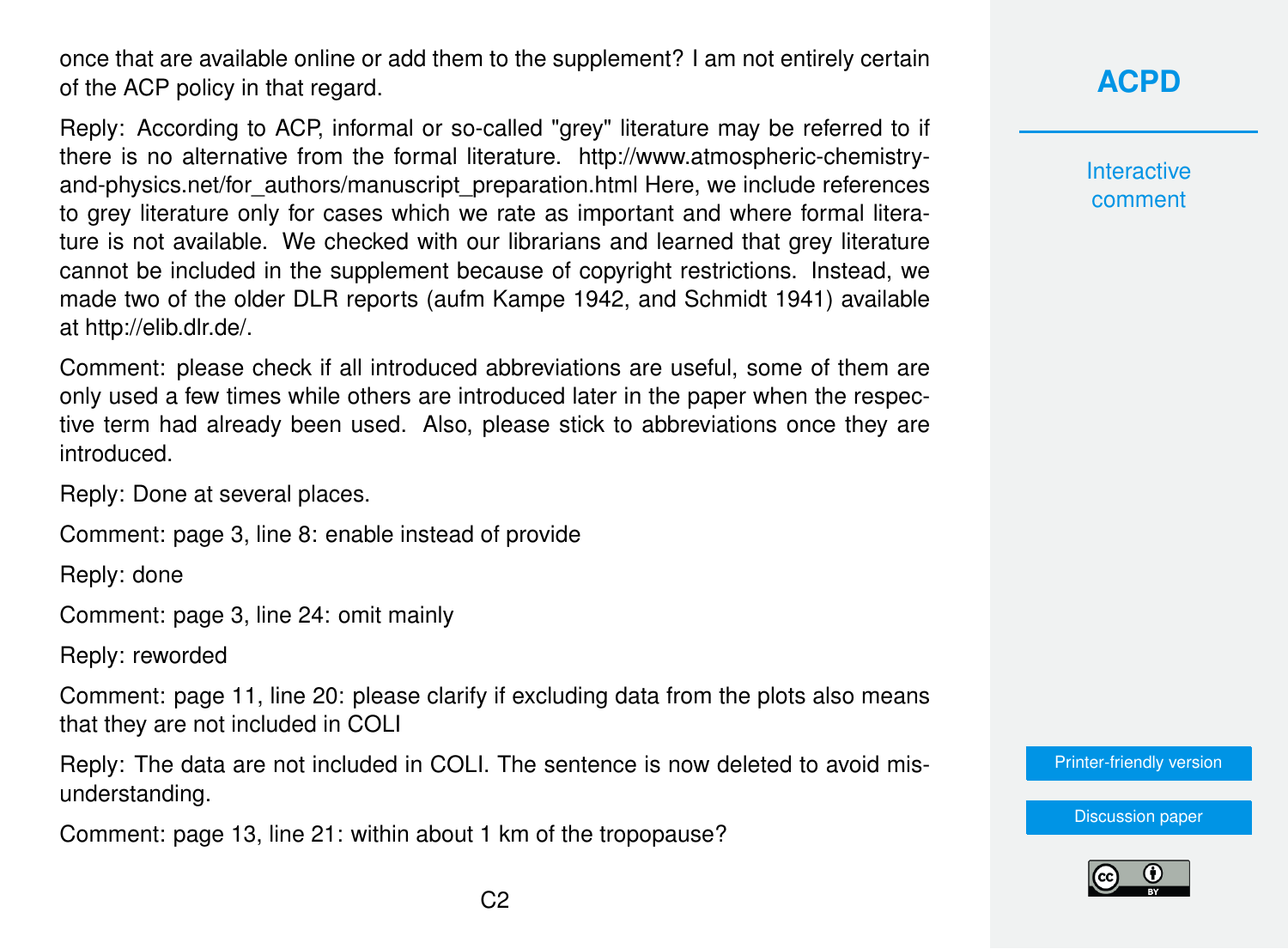once that are available online or add them to the supplement? I am not entirely certain of the ACP policy in that regard.

Reply: According to ACP, informal or so-called "grey" literature may be referred to if there is no alternative from the formal literature. http://www.atmospheric-chemistry-and-physics.net/for_authors/manuscript_preparation.html Here, we include references to grey literature only for cases which we rate as important and where formal literature is not available. We checked with our librarians and learned that grey literature cannot be included in the supplement because of copyright restrictions. Instead, we made two of the older DLR reports (aufm Kampe 1942, and Schmidt 1941) available at http://elib.dlr.de/.

Comment: please check if all introduced abbreviations are useful, some of them are only used a few times while others are introduced later in the paper when the respective term had already been used. Also, please stick to abbreviations once they are introduced.

Reply: Done at several places.

Comment: page 3, line 8: enable instead of provide

Reply: done

Comment: page 3, line 24: omit mainly

Reply: reworded

Comment: page 11, line 20: please clarify if excluding data from the plots also means that they are not included in COLI

Reply: The data are not included in COLI. The sentence is now deleted to avoid misunderstanding.

Comment: page 13, line 21: within about 1 km of the tropopause?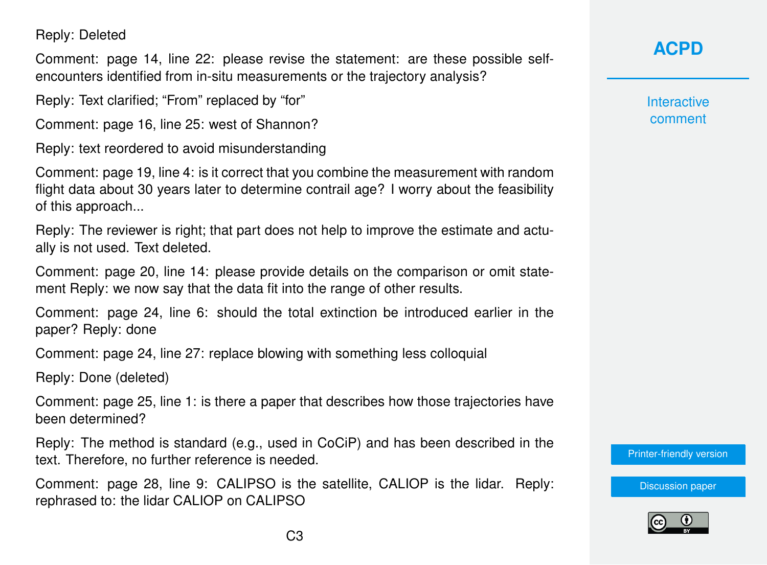Reply: Deleted

Comment: page 14, line 22: please revise the statement: are these possible self-encounters identified from in-situ measurements or the trajectory analysis?

Reply: Text clarified; "From" replaced by "for"

Comment: page 16, line 25: west of Shannon?

Reply: text reordered to avoid misunderstanding

Comment: page 19, line 4: is it correct that you combine the measurement with random flight data about 30 years later to determine contrail age? I worry about the feasibility of this approach...

Reply: The reviewer is right; that part does not help to improve the estimate and actually is not used. Text deleted.

Comment: page 20, line 14: please provide details on the comparison or omit statement Reply: we now say that the data fit into the range of other results.

Comment: page 24, line 6: should the total extinction be introduced earlier in the paper? Reply: done

Comment: page 24, line 27: replace blowing with something less colloquial

Reply: Done (deleted)

Comment: page 25, line 1: is there a paper that describes how those trajectories have been determined?

Reply: The method is standard (e.g., used in CoCiP) and has been described in the text. Therefore, no further reference is needed.

Comment: page 28, line 9: CALIPSO is the satellite, CALIOP is the lidar. Reply: rephrased to: the lidar CALIOP on CALIPSO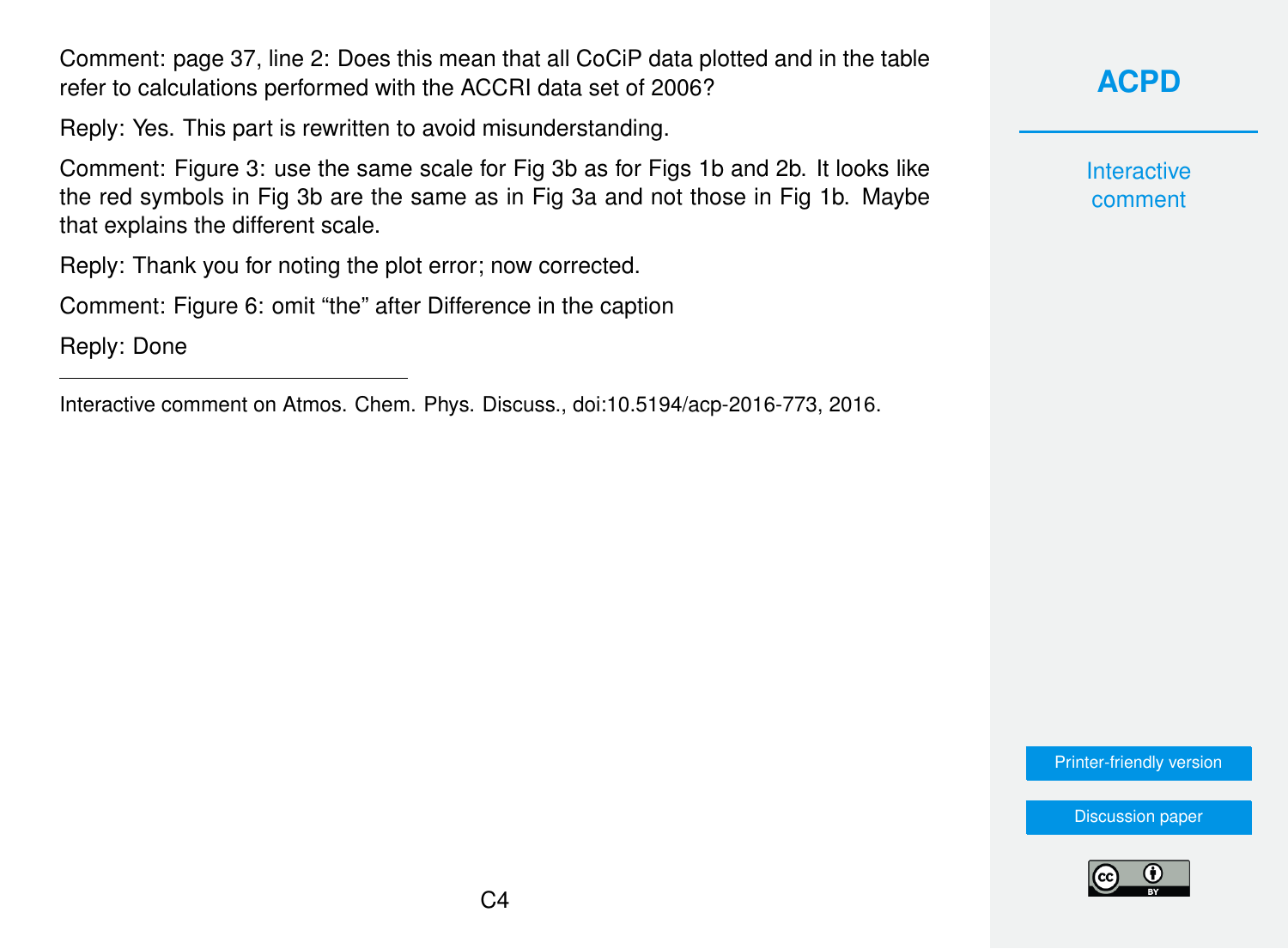Comment: page 37, line 2: Does this mean that all CoCiP data plotted and in the table refer to calculations performed with the ACCRI data set of 2006?

Reply: Yes. This part is rewritten to avoid misunderstanding.

Comment: Figure 3: use the same scale for Fig 3b as for Figs 1b and 2b. It looks like the red symbols in Fig 3b are the same as in Fig 3a and not those in Fig 1b. Maybe that explains the different scale.

Reply: Thank you for noting the plot error; now corrected.

Comment: Figure 6: omit “the” after Difference in the caption

Reply: Done

---

Interactive comment on Atmos. Chem. Phys. Discuss., doi:10.5194/acp-2016-773, 2016.